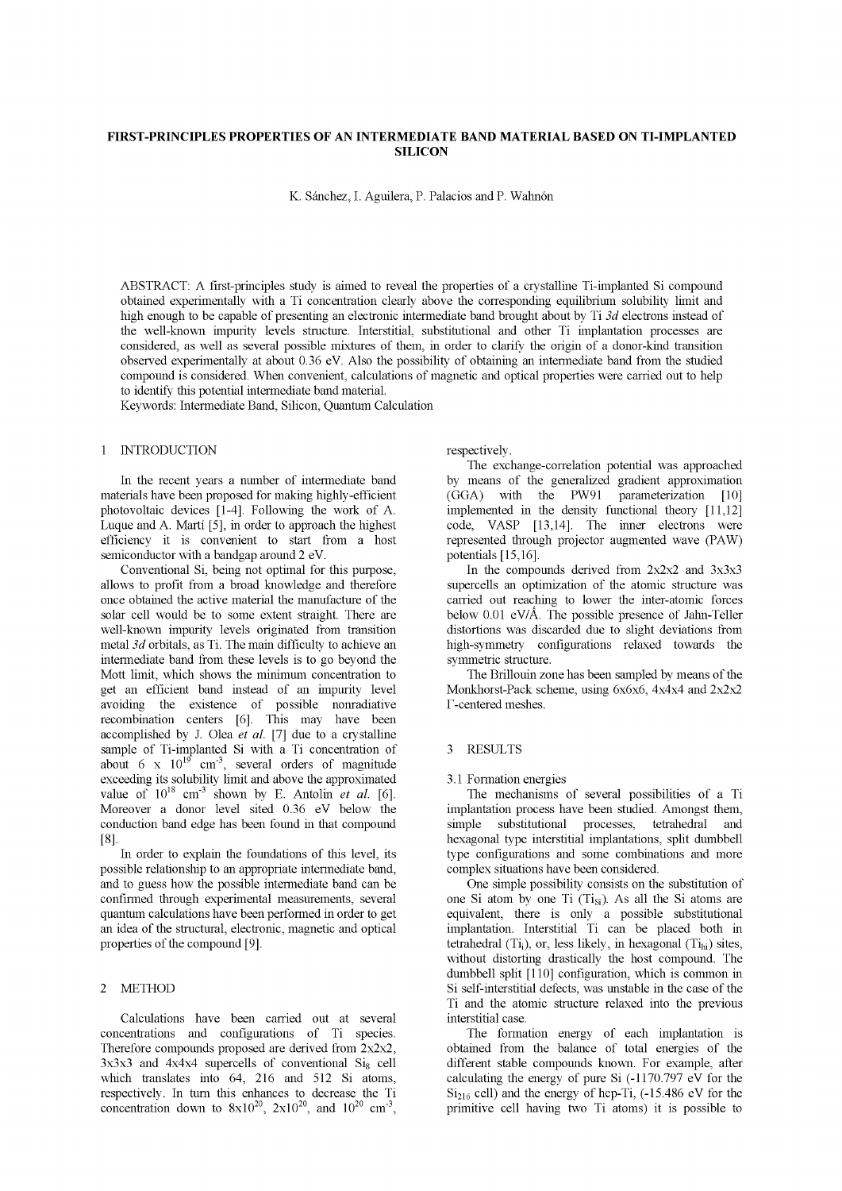# FIRST-PRINCIPLES PROPERTIES OF AN INTERMEDIATE BAND MATERIAL BASED ON TI-IMPLANTED SILICON

K. Sánchez, I. Aguilera, P. Palacios and P. Wahnón

ABSTRACT: A first-principles study is aimed to reveal the properties of a crystalline Ti-implanted Si compound obtained experimentally with a Ti concentration clearly above the corresponding equilibrium solubility limit and high enough to be capable of presenting an electronic intermediate band brought about by Ti *3d* electrons instead of the well-known impurity levels structure. Interstitial, substitutional and other Ti implantation processes are considered, as well as several possible mixtures of them, in order to clarify the origin of a donor-kind transition observed experimentally at about 0.36 eV. Also the possibility of obtaining an intermediate band from the studied compound is considered. When convenient, calculations of magnetic and optical properties were carried out to help to identify this potential intermediate band material.

Keywords: Intermediate Band, Silicon, Quantum Calculation

## 1 INTRODUCTION

In the recent years a number of intermediate band materials have been proposed for making highly-efficient photovoltaic devices [1-4]. Following the work of A. Luque and A. Martí [5], in order to approach the highest efficiency it is convenient to start from a host semiconductor with a bandgap around 2 eV.

Conventional Si, being not optimal for this purpose, allows to profit from a broad knowledge and therefore once obtained the active material the manufacture of the solar cell would be to some extent straight. There are well-known impurity levels originated from transition metal *3d* orbitals, as Ti. The main difficulty to achieve an intermediate band from these levels is to go beyond the Mott limit, which shows the minimum concentration to get an efficient band instead of an impurity level avoiding the existence of possible nonradiative recombination centers [6]. This may have been accomplished by J. Olea *et al.* [7] due to a crystalline sample of Ti-implanted Si with a Ti concentration of about $6 \times 10^{19}$ cm$^{-3}$, several orders of magnitude exceeding its solubility limit and above the approximated value of $10^{18}$ cm$^{-3}$ shown by E. Antolín *et al.* [6]. Moreover a donor level sited 0.36 eV below the conduction band edge has been found in that compound [8].

In order to explain the foundations of this level, its possible relationship to an appropriate intermediate band, and to guess how the possible intermediate band can be confirmed through experimental measurements, several quantum calculations have been performed in order to get an idea of the structural, electronic, magnetic and optical properties of the compound [9].

## 2 METHOD

Calculations have been carried out at several concentrations and configurations of Ti species. Therefore compounds proposed are derived from 2x2x2, 3x3x3 and 4x4x4 supercells of conventional $Si_8$ cell which translates into 64, 216 and 512 Si atoms, respectively. In turn this enhances to decrease the Ti concentration down to $8 \times 10^{20}$, $2 \times 10^{20}$, and $10^{20}$ cm$^{-3}$, respectively.

The exchange-correlation potential was approached by means of the generalized gradient approximation (GGA) with the PW91 parameterization [10] implemented in the density functional theory [11,12] code, VASP [13,14]. The inner electrons were represented through projector augmented wave (PAW) potentials [15,16].

In the compounds derived from 2x2x2 and 3x3x3 supercells an optimization of the atomic structure was carried out reaching to lower the inter-atomic forces below 0.01 eV/Å. The possible presence of Jahn-Teller distortions was discarded due to slight deviations from high-symmetry configurations relaxed towards the symmetric structure.

The Brillouin zone has been sampled by means of the Monkhorst-Pack scheme, using 6x6x6, 4x4x4 and 2x2x2 Γ-centered meshes.

## 3 RESULTS

### 3.1 Formation energies

The mechanisms of several possibilities of a Ti implantation process have been studied. Amongst them, simple substitutional processes, tetrahedral and hexagonal type interstitial implantations, split dumbbell type configurations and some combinations and more complex situations have been considered.

One simple possibility consists on the substitution of one Si atom by one Ti ($Ti_{Si}$). As all the Si atoms are equivalent, there is only a possible substitutional implantation. Interstitial Ti can be placed both in tetrahedral ($Ti_i$), or, less likely, in hexagonal ($Ti_{hi}$) sites, without distorting drastically the host compound. The dumbbell split [110] configuration, which is common in Si self-interstitial defects, was unstable in the case of the Ti and the atomic structure relaxed into the previous interstitial case.

The formation energy of each implantation is obtained from the balance of total energies of the different stable compounds known. For example, after calculating the energy of pure Si (-1170.797 eV for the $Si_{216}$ cell) and the energy of hcp-Ti, (-15.486 eV for the primitive cell having two Ti atoms) it is possible to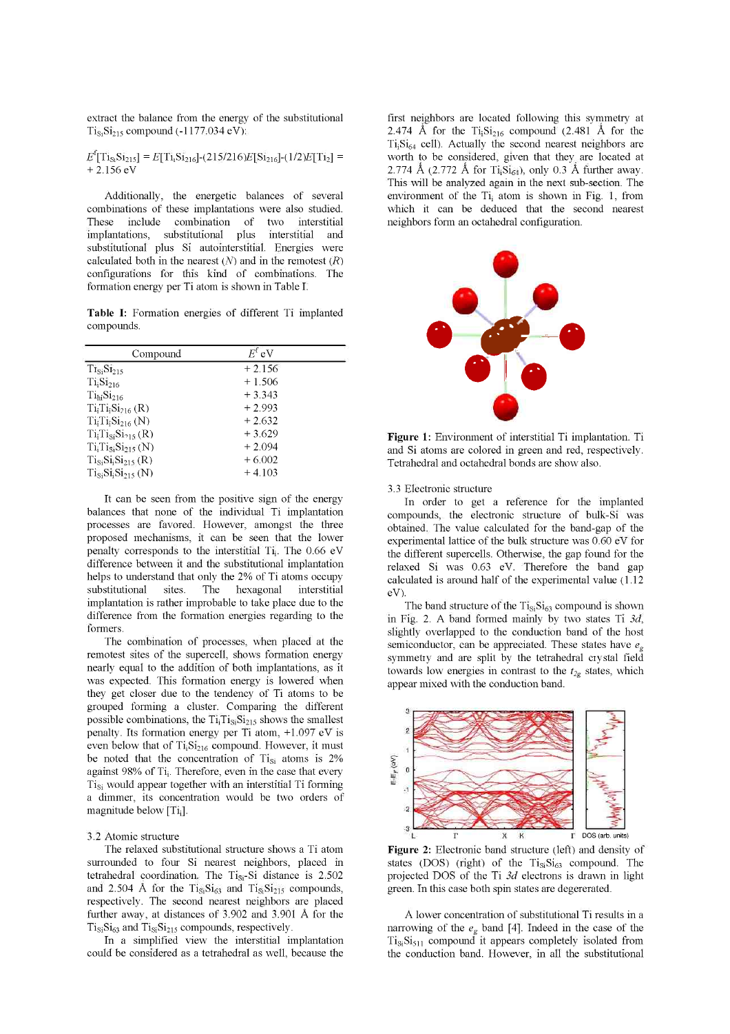extract the balance from the energy of the substitutional $Ti_{Si}Si_{215}$ compound (-1177.034 eV):

$E^f[Ti_{Si}Si_{215}] = E[Ti_{i}Si_{216}]-(215/216)E[Si_{216}]-(1/2)E[Ti_2] = +2.156$ eV

Additionally, the energetic balances of several combinations of these implantations were also studied. These include combination of two interstitial implantations, substitutional plus interstitial and substitutional plus Si autointerstitial. Energies were calculated both in the nearest (*N*) and in the remotest (*R*) configurations for this kind of combinations. The formation energy per Ti atom is shown in Table I.

**Table I:** Formation energies of different Ti implanted compounds.

| Compound | $E^f$ eV |
|---|---|
| $Ti_{Si}Si_{215}$ | + 2.156 |
| $Ti_{i}Si_{216}$ | + 1.506 |
| $Ti_{hi}Si_{216}$ | + 3.343 |
| $Ti_{i}Ti_{i}Si_{216}$ (R) | + 2.993 |
| $Ti_{i}Ti_{i}Si_{216}$ (N) | + 2.632 |
| $Ti_{i}Ti_{Si}Si_{215}$ (R) | + 3.629 |
| $Ti_{i}Ti_{Si}Si_{215}$ (N) | + 2.094 |
| $Ti_{Si}Si_{i}Si_{215}$ (R) | + 6.002 |
| $Ti_{Si}Si_{i}Si_{215}$ (N) | + 4.103 |

It can be seen from the positive sign of the energy balances that none of the individual Ti implantation processes are favored. However, amongst the three proposed mechanisms, it can be seen that the lower penalty corresponds to the interstitial $Ti_i$. The 0.66 eV difference between it and the substitutional implantation helps to understand that only the 2% of Ti atoms occupy substitutional sites. The hexagonal interstitial implantation is rather improbable to take place due to the difference from the formation energies regarding to the formers.

The combination of processes, when placed at the remotest sites of the supercell, shows formation energy nearly equal to the addition of both implantations, as it was expected. This formation energy is lowered when they get closer due to the tendency of Ti atoms to be grouped forming a cluster. Comparing the different possible combinations, the $Ti_{i}Ti_{Si}Si_{215}$ shows the smallest penalty. Its formation energy per Ti atom, +1.097 eV is even below that of $Ti_{i}Si_{216}$ compound. However, it must be noted that the concentration of $Ti_{Si}$ atoms is 2% against 98% of $Ti_i$. Therefore, even in the case that every $Ti_{Si}$ would appear together with an interstitial Ti forming a dimmer, its concentration would be two orders of magnitude below $[Ti_i]$.

### 3.2 Atomic structure

The relaxed substitutional structure shows a Ti atom surrounded to four Si nearest neighbors, placed in tetrahedral coordination. The $Ti_{Si}$-Si distance is 2.502 and 2.504 Å for the $Ti_{Si}Si_{63}$ and $Ti_{Si}Si_{215}$ compounds, respectively. The second nearest neighbors are placed further away, at distances of 3.902 and 3.901 Å for the $Ti_{Si}Si_{63}$ and $Ti_{Si}Si_{215}$ compounds, respectively.

In a simplified view the interstitial implantation could be considered as a tetrahedral as well, because the first neighbors are located following this symmetry at 2.474 Å for the $Ti_{i}Si_{216}$ compound (2.481 Å for the $Ti_{i}Si_{64}$ cell). Actually the second nearest neighbors are worth to be considered, given that they are located at 2.774 Å (2.772 Å for $Ti_{i}Si_{64}$), only 0.3 Å further away. This will be analyzed again in the next sub-section. The environment of the $Ti_i$ atom is shown in Fig. 1, from which it can be deduced that the second nearest neighbors form an octahedral configuration.

**Figure 1:** Environment of interstitial Ti implantation. Ti and Si atoms are colored in green and red, respectively. Tetrahedral and octahedral bonds are show also.

### 3.3 Electronic structure

In order to get a reference for the implanted compounds, the electronic structure of bulk-Si was obtained. The value calculated for the band-gap of the experimental lattice of the bulk structure was 0.60 eV for the different supercells. Otherwise, the gap found for the relaxed Si was 0.63 eV. Therefore the band gap calculated is around half of the experimental value (1.12 eV).

The band structure of the $Ti_{Si}Si_{63}$ compound is shown in Fig. 2. A band formed mainly by two states Ti *3d*, slightly overlapped to the conduction band of the host semiconductor, can be appreciated. These states have $e_g$ symmetry and are split by the tetrahedral crystal field towards low energies in contrast to the $t_{2g}$ states, which appear mixed with the conduction band.

**Figure 2:** Electronic band structure (left) and density of states (DOS) (right) of the $Ti_{Si}Si_{63}$ compound. The projected DOS of the Ti *3d* electrons is drawn in light green. In this case both spin states are degererated.

A lower concentration of substitutional Ti results in a narrowing of the $e_g$ band [4]. Indeed in the case of the $Ti_{Si}Si_{511}$ compound it appears completely isolated from the conduction band. However, in all the substitutional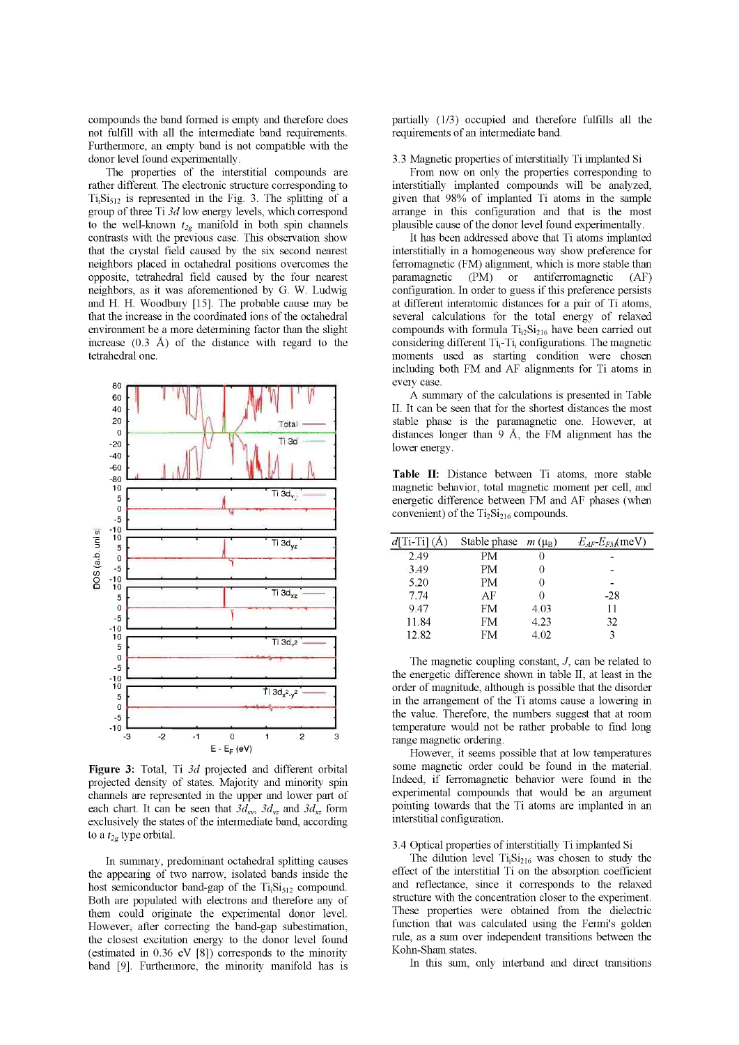compounds the band formed is empty and therefore does not fulfill with all the intermediate band requirements. Furthermore, an empty band is not compatible with the donor level found experimentally.

The properties of the interstitial compounds are rather different. The electronic structure corresponding to $Ti_iSi_{512}$ is represented in the Fig. 3. The splitting of a group of three Ti *3d* low energy levels, which correspond to the well-known $t_{2g}$ manifold in both spin channels contrasts with the previous case. This observation show that the crystal field caused by the six second nearest neighbors placed in octahedral positions overcomes the opposite, tetrahedral field caused by the four nearest neighbors, as it was aforementioned by G. W. Ludwig and H. H. Woodbury [15]. The probable cause may be that the increase in the coordinated ions of the octahedral environment be a more determining factor than the slight increase (0.3 Å) of the distance with regard to the tetrahedral one.

**Figure 3:** Total, Ti *3d* projected and different orbital projected density of states. Majority and minority spin channels are represented in the upper and lower part of each chart. It can be seen that $3d_{xy}$, $3d_{yz}$ and $3d_{xz}$ form exclusively the states of the intermediate band, according to a $t_{2g}$ type orbital.

In summary, predominant octahedral splitting causes the appearing of two narrow, isolated bands inside the host semiconductor band-gap of the $Ti_iSi_{512}$ compound. Both are populated with electrons and therefore any of them could originate the experimental donor level. However, after correcting the band-gap subestimation, the closest excitation energy to the donor level found (estimated in 0.36 eV [8]) corresponds to the minority band [9]. Furthermore, the minority manifold has is partially (1/3) occupied and therefore fulfills all the requirements of an intermediate band.

### 3.3 Magnetic properties of interstitially Ti implanted Si

From now on only the properties corresponding to interstitially implanted compounds will be analyzed, given that 98% of implanted Ti atoms in the sample arrange in this configuration and that is the most plausible cause of the donor level found experimentally.

It has been addressed above that Ti atoms implanted interstitially in a homogeneous way show preference for ferromagnetic (FM) alignment, which is more stable than paramagnetic (PM) or antiferromagnetic (AF) configuration. In order to guess if this preference persists at different interatomic distances for a pair of Ti atoms, several calculations of the total energy of relaxed compounds with formula $Ti_{i2}Si_{216}$ have been carried out considering different $Ti_i$-$Ti_i$ configurations. The magnetic moments used as starting condition were chosen including both FM and AF alignments for Ti atoms in every case.

A summary of the calculations is presented in Table II. It can be seen that for the shortest distances the most stable phase is the paramagnetic one. However, at distances longer than 9 Å, the FM alignment has the lower energy.

**Table II:** Distance between Ti atoms, more stable magnetic behavior, total magnetic moment per cell, and energetic difference between FM and AF phases (when convenient) of the $Ti_2Si_{216}$ compounds.

| *d*[Ti-Ti] (Å) | Stable phase | *m* ($\mu_B$) | $E_{AF}$-$E_{FM}$(meV) |
|---|---|---|---|
| 2.49 | PM | 0 | - |
| 3.49 | PM | 0 | - |
| 5.20 | PM | 0 | - |
| 7.74 | AF | 0 | -28 |
| 9.47 | FM | 4.03 | 11 |
| 11.84 | FM | 4.23 | 32 |
| 12.82 | FM | 4.02 | 3 |

The magnetic coupling constant, *J*, can be related to the energetic difference shown in table II, at least in the order of magnitude, although is possible that the disorder in the arrangement of the Ti atoms cause a lowering in the value. Therefore, the numbers suggest that at room temperature would not be rather probable to find long range magnetic ordering.

However, it seems possible that at low temperatures some magnetic order could be found in the material. Indeed, if ferromagnetic behavior were found in the experimental compounds that would be an argument pointing towards that the Ti atoms are implanted in an interstitial configuration.

### 3.4 Optical properties of interstitially Ti implanted Si

The dilution level $Ti_iSi_{216}$ was chosen to study the effect of the interstitial Ti on the absorption coefficient and reflectance, since it corresponds to the relaxed structure with the concentration closer to the experiment. These properties were obtained from the dielectric function that was calculated using the Fermi's golden rule, as a sum over independent transitions between the Kohn-Sham states.

In this sum, only interband and direct transitions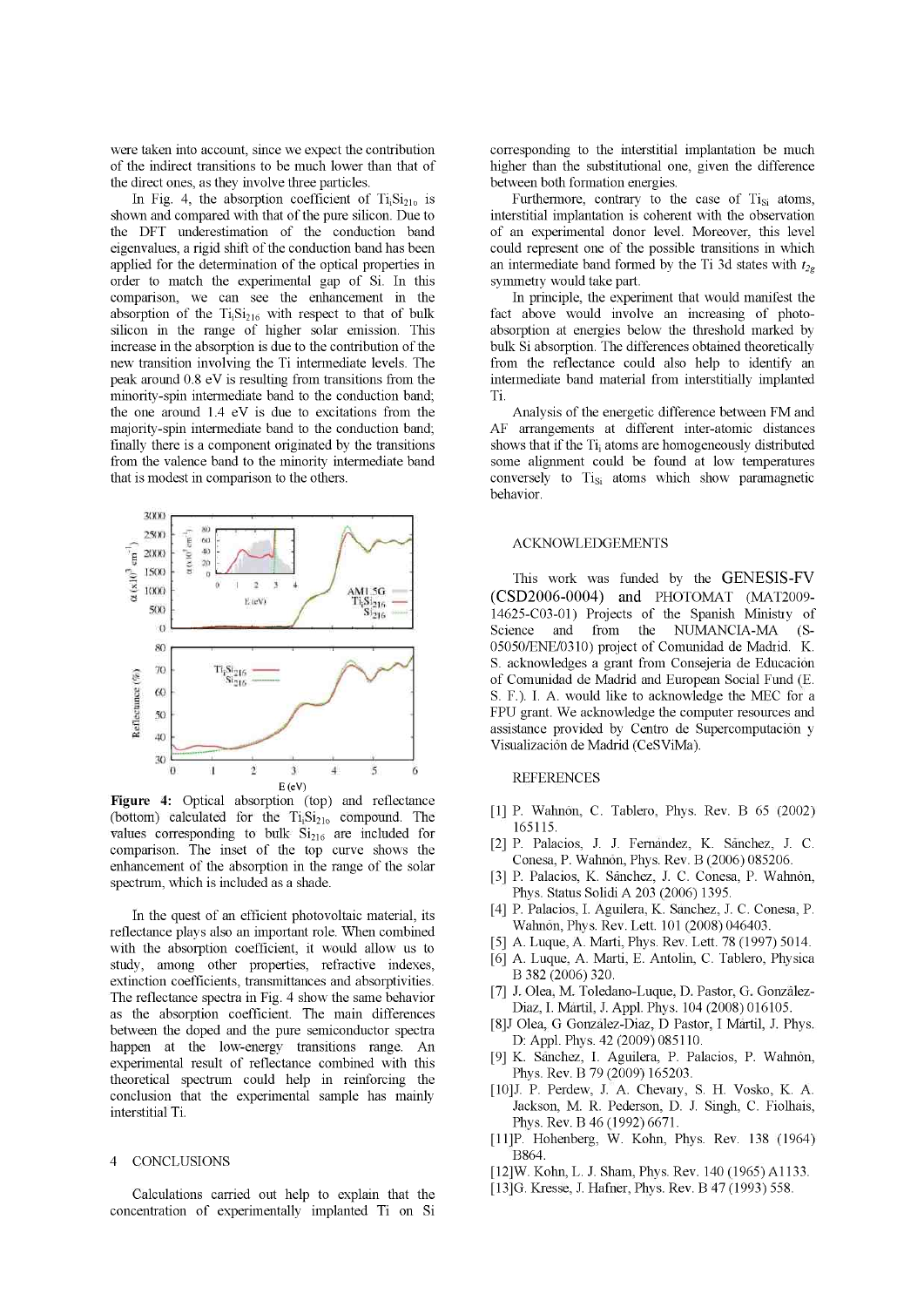were taken into account, since we expect the contribution of the indirect transitions to be much lower than that of the direct ones, as they involve three particles.

In Fig. 4, the absorption coefficient of $Ti_iSi_{216}$ is shown and compared with that of the pure silicon. Due to the DFT underestimation of the conduction band eigenvalues, a rigid shift of the conduction band has been applied for the determination of the optical properties in order to match the experimental gap of Si. In this comparison, we can see the enhancement in the absorption of the $Ti_iSi_{216}$ with respect to that of bulk silicon in the range of higher solar emission. This increase in the absorption is due to the contribution of the new transition involving the Ti intermediate levels. The peak around 0.8 eV is resulting from transitions from the minority-spin intermediate band to the conduction band; the one around 1.4 eV is due to excitations from the majority-spin intermediate band to the conduction band; finally there is a component originated by the transitions from the valence band to the minority intermediate band that is modest in comparison to the others.

**Figure 4:** Optical absorption (top) and reflectance (bottom) calculated for the $Ti_iSi_{216}$ compound. The values corresponding to bulk $Si_{216}$ are included for comparison. The inset of the top curve shows the enhancement of the absorption in the range of the solar spectrum, which is included as a shade.

In the quest of an efficient photovoltaic material, its reflectance plays also an important role. When combined with the absorption coefficient, it would allow us to study, among other properties, refractive indexes, extinction coefficients, transmittances and absorptivities. The reflectance spectra in Fig. 4 show the same behavior as the absorption coefficient. The main differences between the doped and the pure semiconductor spectra happen at the low-energy transitions range. An experimental result of reflectance combined with this theoretical spectrum could help in reinforcing the conclusion that the experimental sample has mainly interstitial Ti.

## 4 CONCLUSIONS

Calculations carried out help to explain that the concentration of experimentally implanted Ti on Si corresponding to the interstitial implantation be much higher than the substitutional one, given the difference between both formation energies.

Furthermore, contrary to the case of $Ti_{Si}$ atoms, interstitial implantation is coherent with the observation of an experimental donor level. Moreover, this level could represent one of the possible transitions in which an intermediate band formed by the Ti 3d states with $t_{2g}$ symmetry would take part.

In principle, the experiment that would manifest the fact above would involve an increasing of photo-absorption at energies below the threshold marked by bulk Si absorption. The differences obtained theoretically from the reflectance could also help to identify an intermediate band material from interstitially implanted Ti.

Analysis of the energetic difference between FM and AF arrangements at different inter-atomic distances shows that if the $Ti_i$ atoms are homogeneously distributed some alignment could be found at low temperatures conversely to $Ti_{Si}$ atoms which show paramagnetic behavior.

## ACKNOWLEDGEMENTS

This work was funded by the GENESIS-FV (CSD2006-0004) and PHOTOMAT (MAT2009-14625-C03-01) Projects of the Spanish Ministry of Science and from the NUMANCIA-MA (S-05050/ENE/0310) project of Comunidad de Madrid. K. S. acknowledges a grant from Consejería de Educación of Comunidad de Madrid and European Social Fund (E. S. F.). I. A. would like to acknowledge the MEC for a FPU grant. We acknowledge the computer resources and assistance provided by Centro de Supercomputación y Visualización de Madrid (CeSViMa).

## REFERENCES

[1] P. Wahnón, C. Tablero, Phys. Rev. B 65 (2002) 165115.

[2] P. Palacios, J. J. Fernández, K. Sánchez, J. C. Conesa, P. Wahnón, Phys. Rev. B (2006) 085206.

[3] P. Palacios, K. Sánchez, J. C. Conesa, P. Wahnón, Phys. Status Solidi A 203 (2006) 1395.

[4] P. Palacios, I. Aguilera, K. Sanchez, J. C. Conesa, P. Wahnón, Phys. Rev. Lett. 101 (2008) 046403.

[5] A. Luque, A. Marti, Phys. Rev. Lett. 78 (1997) 5014.

[6] A. Luque, A. Marti, E. Antolin, C. Tablero, Physica B 382 (2006) 320.

[7] J. Olea, M. Toledano-Luque, D. Pastor, G. González-Díaz, I. Mártil, J. Appl. Phys. 104 (2008) 016105.

[8] J Olea, G González-Díaz, D Pastor, I Mártil, J. Phys. D: Appl. Phys. 42 (2009) 085110.

[9] K. Sánchez, I. Aguilera, P. Palacios, P. Wahnón, Phys. Rev. B 79 (2009) 165203.

[10] J. P. Perdew, J. A. Chevary, S. H. Vosko, K. A. Jackson, M. R. Pederson, D. J. Singh, C. Fiolhais, Phys. Rev. B 46 (1992) 6671.

[11] P. Hohenberg, W. Kohn, Phys. Rev. 138 (1964) B864.

[12] W. Kohn, L. J. Sham, Phys. Rev. 140 (1965) A1133.

[13] G. Kresse, J. Hafner, Phys. Rev. B 47 (1993) 558.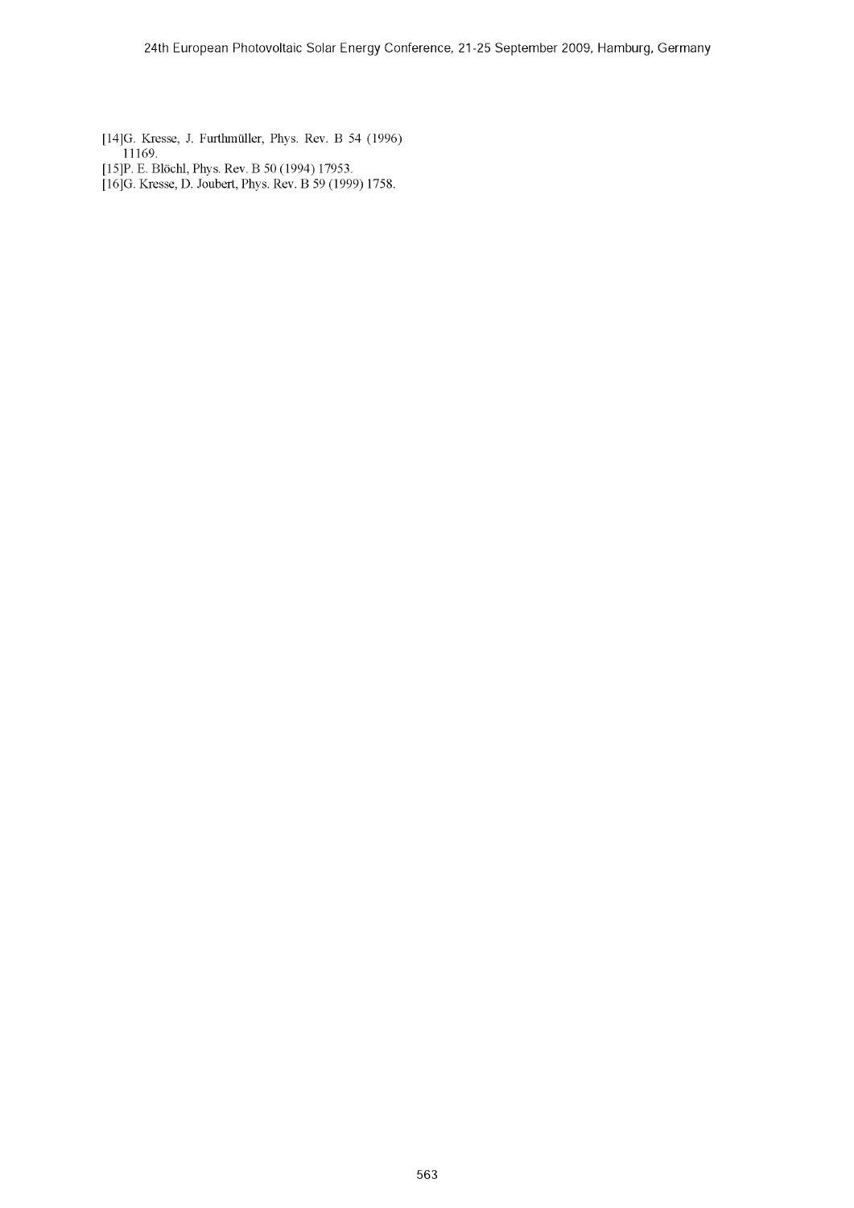[14]G. Kresse, J. Furthmüller, Phys. Rev. B 54 (1996) 11169.

[15]P. E. Blöchl, Phys. Rev. B 50 (1994) 17953.

[16]G. Kresse, D. Joubert, Phys. Rev. B 59 (1999) 1758.